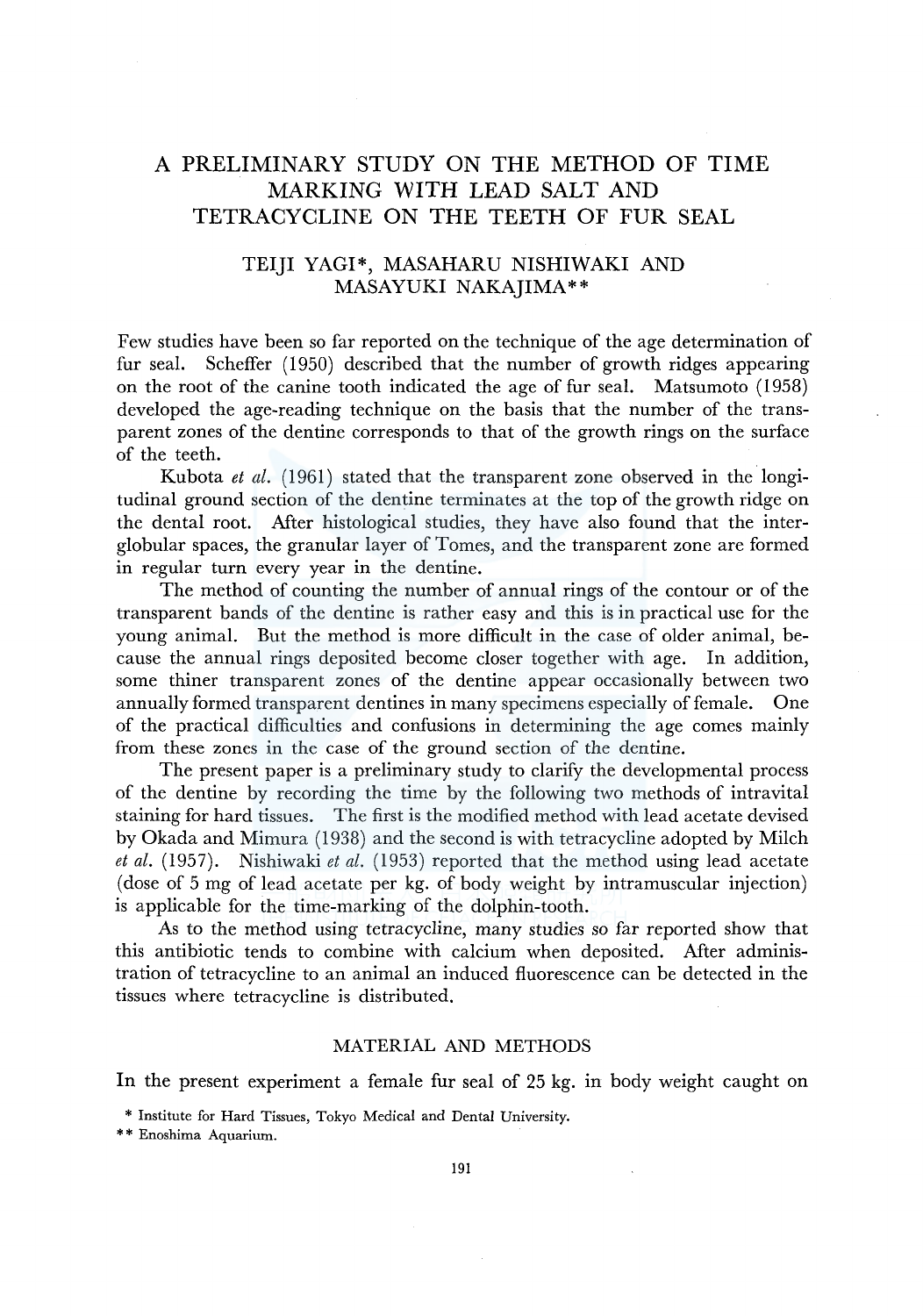# A PRELIMINARY STUDY ON THE METHOD OF TIME MARKING WITH LEAD SALT AND TETRACYCLINE ON THE TEETH OF FUR SEAL

TEIJI YAGI*, MASAHARU NISHIWAKI AND MASAYUKI NAKAJIMA**

Few studies have been so far reported on the technique of the age determination of fur seal. Scheffer (1950) described that the number of growth ridges appearing on the root of the canine tooth indicated the age of fur seal. Matsumoto (1958) developed the age-reading technique on the basis that the number of the transparent zones of the dentine corresponds to that of the growth rings on the surface of the teeth.

Kubota *et al.* (1961) stated that the transparent zone observed in the longitudinal ground section of the dentine terminates at the top of the growth ridge on the dental root. After histological studies, they have also found that the interglobular spaces, the granular layer of Tomes, and the transparent zone are formed in regular turn every year in the dentine.

The method of counting the number of annual rings of the contour or of the transparent bands of the dentine is rather easy and this is in practical use for the young animal. But the method is more difficult in the case of older animal, because the annual rings deposited become closer together with age. In addition, some thiner transparent zones of the dentine appear occasionally between two annually formed transparent dentines in many specimens especially of female. One of the practical difficulties and confusions in determining the age comes mainly from these zones in the case of the ground section of the dentine.

The present paper is a preliminary study to clarify the developmental process of the dentine by recording the time by the following two methods of intravital staining for hard tissues. The first is the modified method with lead acetate devised by Okada and Mimura (1938) and the second is with tetracycline adopted by Milch *et al.* (1957). Nishiwaki *et al.* (1953) reported that the method using lead acetate (dose of 5 mg of lead acetate per kg. of body weight by intramuscular injection) is applicable for the time-marking of the dolphin-tooth.

As to the method using tetracycline, many studies so far reported show that this antibiotic tends to combine with calcium when deposited. After administration of tetracycline to an animal an induced fluorescence can be detected in the tissues where tetracycline is distributed.

## MATERIAL AND METHODS

In the present experiment a female fur seal of 25 kg. in body weight caught on

\* Institute for Hard Tissues, Tokyo Medical and Dental University.

\*\* Enoshima Aquarium.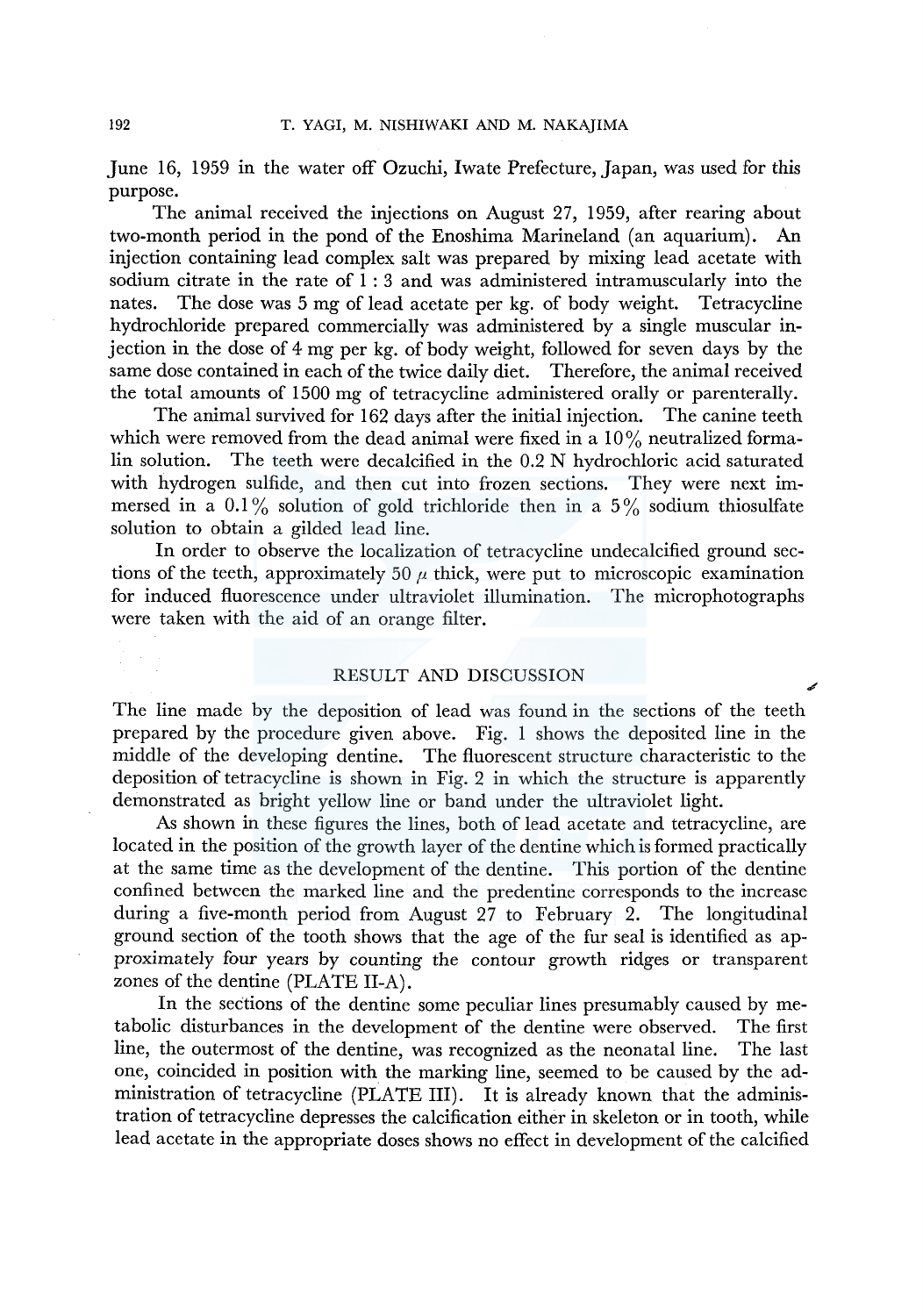June 16, 1959 in the water off Ozuchi, Iwate Prefecture, Japan, was used for this purpose.

The animal received the injections on August 27, 1959, after rearing about two-month period in the pond of the Enoshima Marineland (an aquarium). An injection containing lead complex salt was prepared by mixing lead acetate with sodium citrate in the rate of 1 : 3 and was administered intramuscularly into the nates. The dose was 5 mg of lead acetate per kg. of body weight. Tetracycline hydrochloride prepared commercially was administered by a single muscular injection in the dose of 4 mg per kg. of body weight, followed for seven days by the same dose contained in each of the twice daily diet. Therefore, the animal received the total amounts of 1500 mg of tetracycline administered orally or parenterally.

The animal survived for 162 days after the initial injection. The canine teeth which were removed from the dead animal were fixed in a 10% neutralized formalin solution. The teeth were decalcified in the 0.2 N hydrochloric acid saturated with hydrogen sulfide, and then cut into frozen sections. They were next immersed in a 0.1% solution of gold trichloride then in a 5% sodium thiosulfate solution to obtain a gilded lead line.

In order to observe the localization of tetracycline undecalcified ground sections of the teeth, approximately 50 $\mu$ thick, were put to microscopic examination for induced fluorescence under ultraviolet illumination. The microphotographs were taken with the aid of an orange filter.

## RESULT AND DISCUSSION

The line made by the deposition of lead was found in the sections of the teeth prepared by the procedure given above. Fig. 1 shows the deposited line in the middle of the developing dentine. The fluorescent structure characteristic to the deposition of tetracycline is shown in Fig. 2 in which the structure is apparently demonstrated as bright yellow line or band under the ultraviolet light.

As shown in these figures the lines, both of lead acetate and tetracycline, are located in the position of the growth layer of the dentine which is formed practically at the same time as the development of the dentine. This portion of the dentine confined between the marked line and the predentine corresponds to the increase during a five-month period from August 27 to February 2. The longitudinal ground section of the tooth shows that the age of the fur seal is identified as approximately four years by counting the contour growth ridges or transparent zones of the dentine (PLATE II-A).

In the sections of the dentine some peculiar lines presumably caused by metabolic disturbances in the development of the dentine were observed. The first line, the outermost of the dentine, was recognized as the neonatal line. The last one, coincided in position with the marking line, seemed to be caused by the administration of tetracycline (PLATE III). It is already known that the administration of tetracycline depresses the calcification either in skeleton or in tooth, while lead acetate in the appropriate doses shows no effect in development of the calcified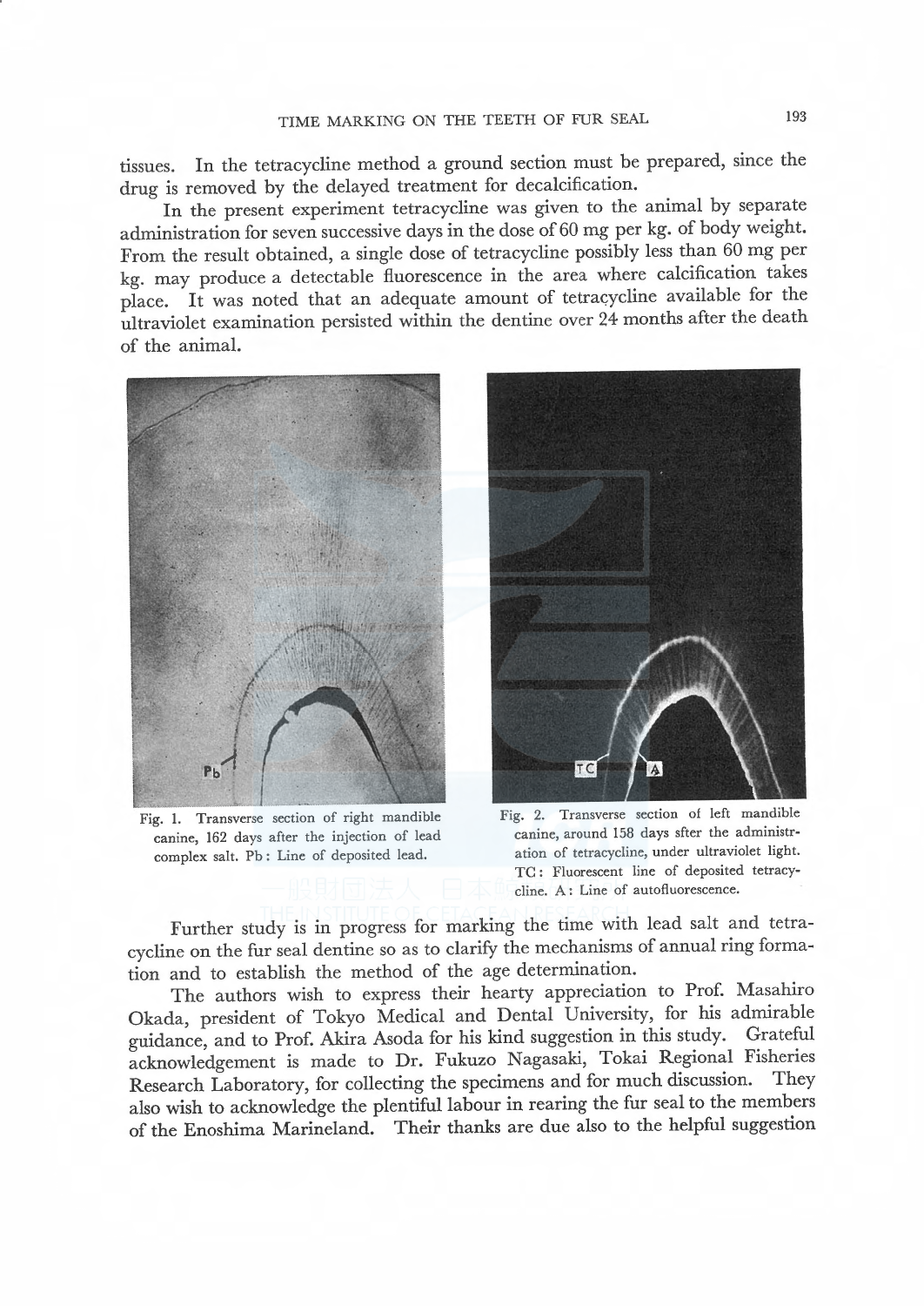tissues. In the tetracycline method a ground section must be prepared, since the drug is removed by the delayed treatment for decalcification.

In the present experiment tetracycline was given to the animal by separate administration for seven successive days in the dose of 60 mg per kg. of body weight. From the result obtained, a single dose of tetracycline possibly less than 60 mg per kg. may produce a detectable fluorescence in the area where calcification takes place. It was noted that an adequate amount of tetracycline available for the ultraviolet examination persisted within the dentine over 24 months after the death of the animal.

Fig. 1. Transverse section of right mandible canine, 162 days after the injection of lead complex salt. Pb: Line of deposited lead.

Fig. 2. Transverse section of left mandible canine, around 158 days sfter the administration of tetracycline, under ultraviolet light. TC: Fluorescent line of deposited tetracycline. A: Line of autofluorescence.

Further study is in progress for marking the time with lead salt and tetracycline on the fur seal dentine so as to clarify the mechanisms of annual ring formation and to establish the method of the age determination.

The authors wish to express their hearty appreciation to Prof. Masahiro Okada, president of Tokyo Medical and Dental University, for his admirable guidance, and to Prof. Akira Asoda for his kind suggestion in this study. Grateful acknowledgement is made to Dr. Fukuzo Nagasaki, Tokai Regional Fisheries Research Laboratory, for collecting the specimens and for much discussion. They also wish to acknowledge the plentiful labour in rearing the fur seal to the members of the Enoshima Marineland. Their thanks are due also to the helpful suggestion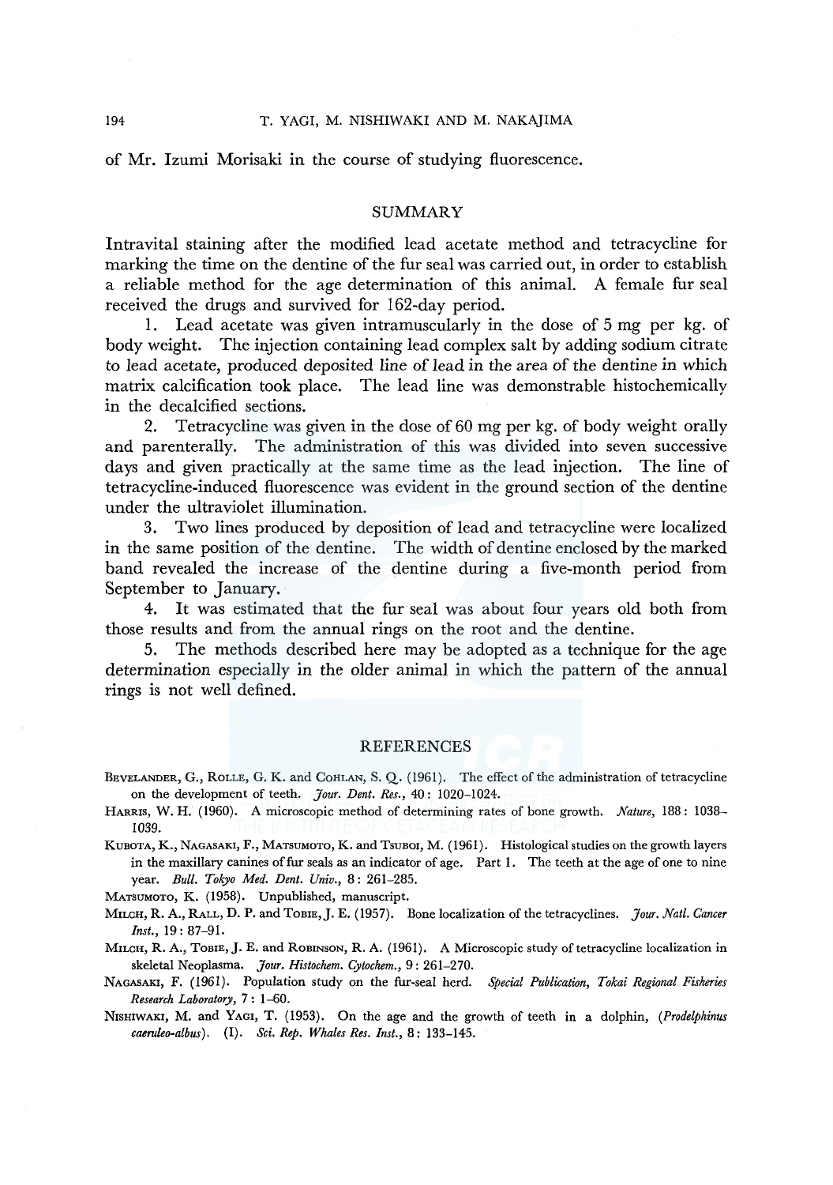of Mr. Izumi Morisaki in the course of studying fluorescence.

## SUMMARY

Intravital staining after the modified lead acetate method and tetracycline for marking the time on the dentine of the fur seal was carried out, in order to establish a reliable method for the age determination of this animal. A female fur seal received the drugs and survived for 162-day period.

1. Lead acetate was given intramuscularly in the dose of 5 mg per kg. of body weight. The injection containing lead complex salt by adding sodium citrate to lead acetate, produced deposited line of lead in the area of the dentine in which matrix calcification took place. The lead line was demonstrable histochemically in the decalcified sections.

2. Tetracycline was given in the dose of 60 mg per kg. of body weight orally and parenterally. The administration of this was divided into seven successive days and given practically at the same time as the lead injection. The line of tetracycline-induced fluorescence was evident in the ground section of the dentine under the ultraviolet illumination.

3. Two lines produced by deposition of lead and tetracycline were localized in the same position of the dentine. The width of dentine enclosed by the marked band revealed the increase of the dentine during a five-month period from September to January.

4. It was estimated that the fur seal was about four years old both from those results and from the annual rings on the root and the dentine.

5. The methods described here may be adopted as a technique for the age determination especially in the older animal in which the pattern of the annual rings is not well defined.

## REFERENCES

Bevelander, G., Rolle, G. K. and Cohlan, S. Q. (1961). The effect of the administration of tetracycline on the development of teeth. *Jour. Dent. Res.*, 40: 1020–1024.

Harris, W. H. (1960). A microscopic method of determining rates of bone growth. *Nature*, 188: 1038–1039.

Kubota, K., Nagasaki, F., Matsumoto, K. and Tsuboi, M. (1961). Histological studies on the growth layers in the maxillary canines of fur seals as an indicator of age. Part 1. The teeth at the age of one to nine year. *Bull. Tokyo Med. Dent. Univ.*, 8: 261–285.

Matsumoto, K. (1958). Unpublished, manuscript.

Milch, R. A., Rall, D. P. and Tobie, J. E. (1957). Bone localization of the tetracyclines. *Jour. Natl. Cancer Inst.*, 19: 87–91.

Milch, R. A., Tobie, J. E. and Robinson, R. A. (1961). A Microscopic study of tetracycline localization in skeletal Neoplasma. *Jour. Histochem. Cytochem.*, 9: 261–270.

Nagasaki, F. (1961). Population study on the fur-seal herd. *Special Publication, Tokai Regional Fisheries Research Laboratory*, 7: 1–60.

Nishiwaki, M. and Yagi, T. (1953). On the age and the growth of teeth in a dolphin, (*Prodelphinus caeruleo-albus*). (I). *Sci. Rep. Whales Res. Inst.*, 8: 133–145.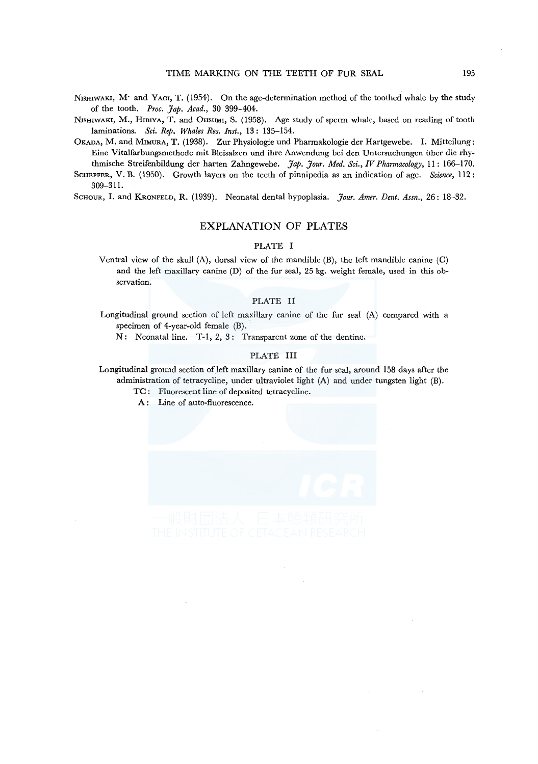NISHIWAKI, M. and YAGI, T. (1954). On the age-determination method of the toothed whale by the study of the tooth. *Proc. Jap. Acad.*, 30 399–404.

NISHIWAKI, M., HIBIYA, T. and OHSUMI, S. (1958). Age study of sperm whale, based on reading of tooth laminations. *Sci. Rep. Whales Res. Inst.*, 13: 135–154.

OKADA, M. and MIMURA, T. (1938). Zur Physiologie und Pharmakologie der Hartgewebe. I. Mitteilung: Eine Vitalfarbungsmethode mit Bleisalzen und ihre Anwendung bei den Untersuchungen über die rhythmische Streifenbildung der harten Zahngewebe. *Jap. Jour. Med. Sci., IV Pharmacology*, 11: 166–170.

SCHEFFER, V. B. (1950). Growth layers on the teeth of pinnipedia as an indication of age. *Science*, 112: 309–311.

SCHOUR, I. and KRONFELD, R. (1939). Neonatal dental hypoplasia. *Jour. Amer. Dent. Assn.*, 26: 18–32.

## EXPLANATION OF PLATES

### PLATE I

Ventral view of the skull (A), dorsal view of the mandible (B), the left mandible canine (C) and the left maxillary canine (D) of the fur seal, 25 kg. weight female, used in this observation.

### PLATE II

Longitudinal ground section of left maxillary canine of the fur seal (A) compared with a specimen of 4-year-old female (B).

N: Neonatal line. T-1, 2, 3: Transparent zone of the dentine.

### PLATE III

Longitudinal ground section of left maxillary canine of the fur seal, around 158 days after the administration of tetracycline, under ultraviolet light (A) and under tungsten light (B).

TC: Fluorescent line of deposited tetracycline.

A: Line of auto-fluorescence.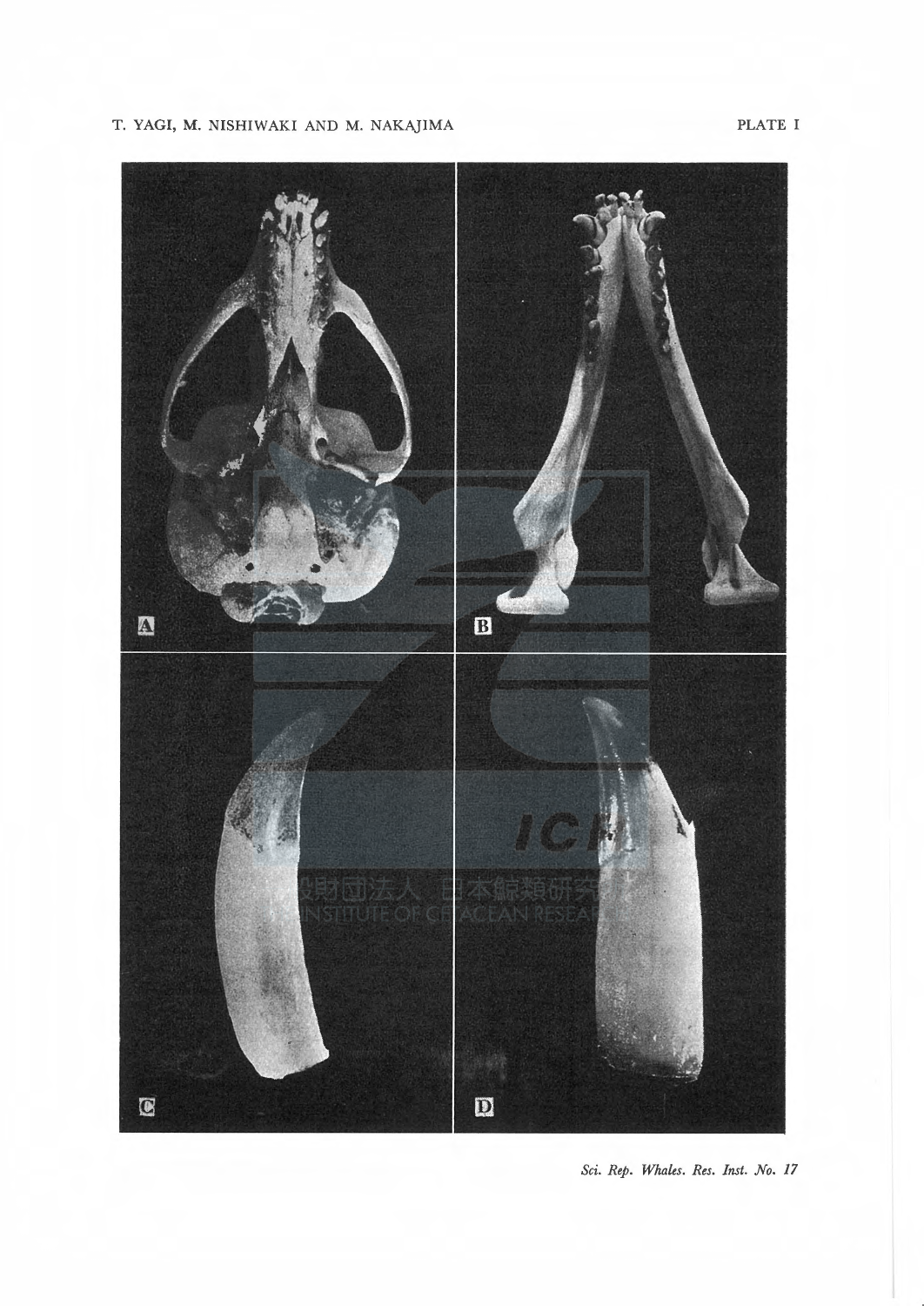PLATE I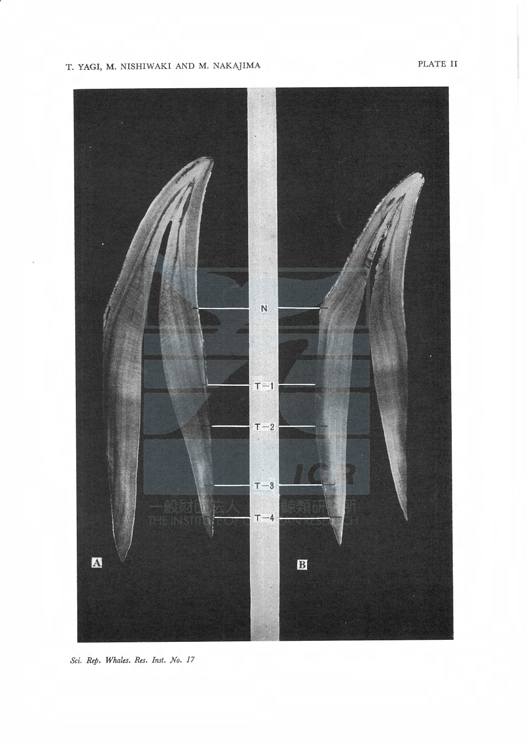PLATE II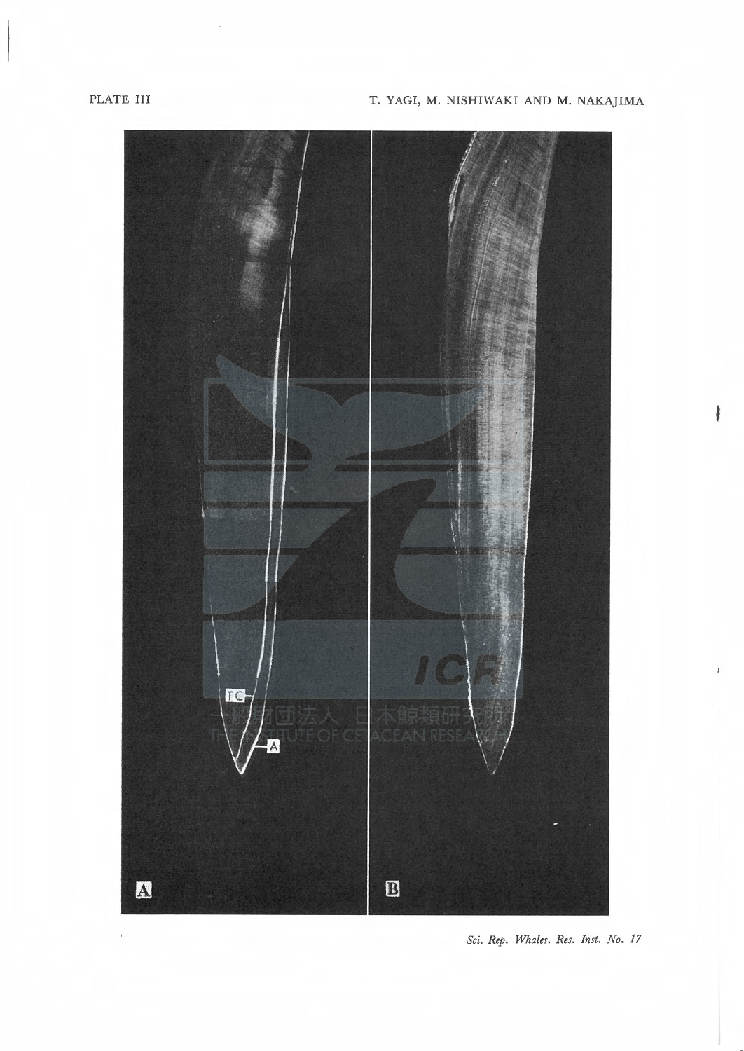PLATE III